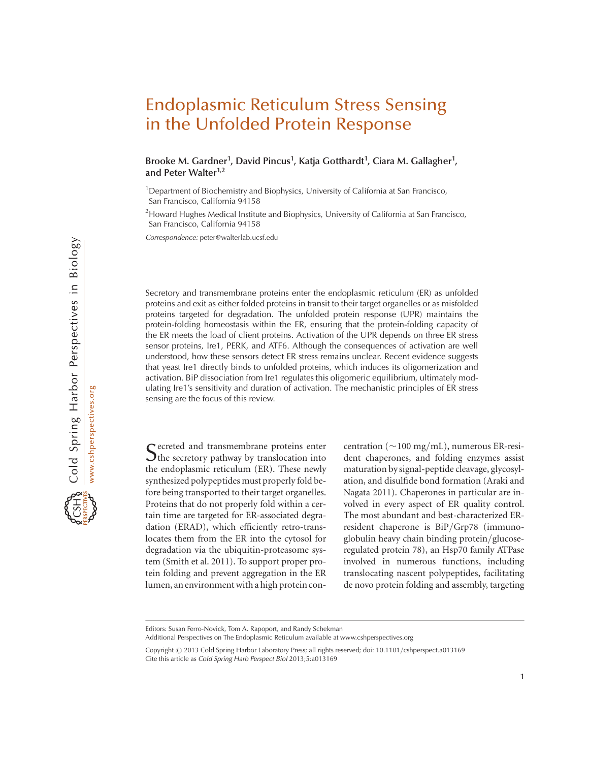# Endoplasmic Reticulum Stress Sensing in the Unfolded Protein Response

**Brooke M. Gardner[1], David Pincus[1], Katja Gotthardt[1], Ciara M. Gallagher[1], and Peter Walter[1,2]**

[1]Department of Biochemistry and Biophysics, University of California at San Francisco, San Francisco, California 94158

[2]Howard Hughes Medical Institute and Biophysics, University of California at San Francisco, San Francisco, California 94158

*Correspondence:* peter@walterlab.ucsf.edu

Secretory and transmembrane proteins enter the endoplasmic reticulum (ER) as unfolded proteins and exit as either folded proteins in transit to their target organelles or as misfolded proteins targeted for degradation. The unfolded protein response (UPR) maintains the protein-folding homeostasis within the ER, ensuring that the protein-folding capacity of the ER meets the load of client proteins. Activation of the UPR depends on three ER stress sensor proteins, Ire1, PERK, and ATF6. Although the consequences of activation are well understood, how these sensors detect ER stress remains unclear. Recent evidence suggests that yeast Ire1 directly binds to unfolded proteins, which induces its oligomerization and activation. BiP dissociation from Ire1 regulates this oligomeric equilibrium, ultimately modulating Ire1's sensitivity and duration of activation. The mechanistic principles of ER stress sensing are the focus of this review.

Secreted and transmembrane proteins enter the secretory pathway by translocation into the endoplasmic reticulum (ER). These newly synthesized polypeptides must properly fold before being transported to their target organelles. Proteins that do not properly fold within a certain time are targeted for ER-associated degradation (ERAD), which efficiently retro-translocates them from the ER into the cytosol for degradation via the ubiquitin-proteasome system (Smith et al. 2011). To support proper protein folding and prevent aggregation in the ER lumen, an environment with a high protein concentration (∼100 mg/mL), numerous ER-resident chaperones, and folding enzymes assist maturation by signal-peptide cleavage, glycosylation, and disulfide bond formation (Araki and Nagata 2011). Chaperones in particular are involved in every aspect of ER quality control. The most abundant and best-characterized ER-resident chaperone is BiP/Grp78 (immunoglobulin heavy chain binding protein/glucose-regulated protein 78), an Hsp70 family ATPase involved in numerous functions, including translocating nascent polypeptides, facilitating de novo protein folding and assembly, targeting

Editors: Susan Ferro-Novick, Tom A. Rapoport, and Randy Schekman

Additional Perspectives on The Endoplasmic Reticulum available at www.cshperspectives.org

Copyright © 2013 Cold Spring Harbor Laboratory Press; all rights reserved; doi: 10.1101/cshperspect.a013169

Cite this article as *Cold Spring Harb Perspect Biol* 2013;5:a013169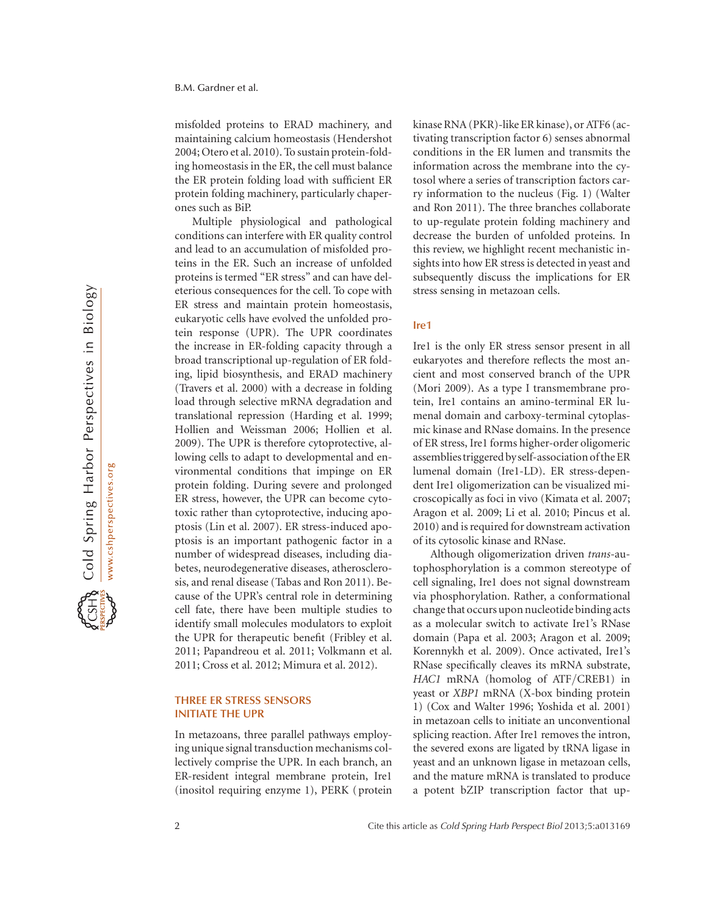misfolded proteins to ERAD machinery, and maintaining calcium homeostasis (Hendershot 2004; Otero et al. 2010). To sustain protein-folding homeostasis in the ER, the cell must balance the ER protein folding load with sufficient ER protein folding machinery, particularly chaperones such as BiP.

Multiple physiological and pathological conditions can interfere with ER quality control and lead to an accumulation of misfolded proteins in the ER. Such an increase of unfolded proteins is termed "ER stress" and can have deleterious consequences for the cell. To cope with ER stress and maintain protein homeostasis, eukaryotic cells have evolved the unfolded protein response (UPR). The UPR coordinates the increase in ER-folding capacity through a broad transcriptional up-regulation of ER folding, lipid biosynthesis, and ERAD machinery (Travers et al. 2000) with a decrease in folding load through selective mRNA degradation and translational repression (Harding et al. 1999; Hollien and Weissman 2006; Hollien et al. 2009). The UPR is therefore cytoprotective, allowing cells to adapt to developmental and environmental conditions that impinge on ER protein folding. During severe and prolonged ER stress, however, the UPR can become cytotoxic rather than cytoprotective, inducing apoptosis (Lin et al. 2007). ER stress-induced apoptosis is an important pathogenic factor in a number of widespread diseases, including diabetes, neurodegenerative diseases, atherosclerosis, and renal disease (Tabas and Ron 2011). Because of the UPR's central role in determining cell fate, there have been multiple studies to identify small molecules modulators to exploit the UPR for therapeutic benefit (Fribley et al. 2011; Papandreou et al. 2011; Volkmann et al. 2011; Cross et al. 2012; Mimura et al. 2012).

## THREE ER STRESS SENSORS INITIATE THE UPR

In metazoans, three parallel pathways employing unique signal transduction mechanisms collectively comprise the UPR. In each branch, an ER-resident integral membrane protein, Ire1 (inositol requiring enzyme 1), PERK (protein kinase RNA (PKR)-like ER kinase), or ATF6 (activating transcription factor 6) senses abnormal conditions in the ER lumen and transmits the information across the membrane into the cytosol where a series of transcription factors carry information to the nucleus (Fig. 1) (Walter and Ron 2011). The three branches collaborate to up-regulate protein folding machinery and decrease the burden of unfolded proteins. In this review, we highlight recent mechanistic insights into how ER stress is detected in yeast and subsequently discuss the implications for ER stress sensing in metazoan cells.

## Ire1

Ire1 is the only ER stress sensor present in all eukaryotes and therefore reflects the most ancient and most conserved branch of the UPR (Mori 2009). As a type I transmembrane protein, Ire1 contains an amino-terminal ER lumenal domain and carboxy-terminal cytoplasmic kinase and RNase domains. In the presence of ER stress, Ire1 forms higher-order oligomeric assemblies triggered by self-association of the ER lumenal domain (Ire1-LD). ER stress-dependent Ire1 oligomerization can be visualized microscopically as foci in vivo (Kimata et al. 2007; Aragon et al. 2009; Li et al. 2010; Pincus et al. 2010) and is required for downstream activation of its cytosolic kinase and RNase.

Although oligomerization driven *trans*-autophosphorylation is a common stereotype of cell signaling, Ire1 does not signal downstream via phosphorylation. Rather, a conformational change that occurs upon nucleotide binding acts as a molecular switch to activate Ire1's RNase domain (Papa et al. 2003; Aragon et al. 2009; Korennykh et al. 2009). Once activated, Ire1's RNase specifically cleaves its mRNA substrate, *HAC1* mRNA (homolog of ATF/CREB1) in yeast or *XBP1* mRNA (X-box binding protein 1) (Cox and Walter 1996; Yoshida et al. 2001) in metazoan cells to initiate an unconventional splicing reaction. After Ire1 removes the intron, the severed exons are ligated by tRNA ligase in yeast and an unknown ligase in metazoan cells, and the mature mRNA is translated to produce a potent bZIP transcription factor that up-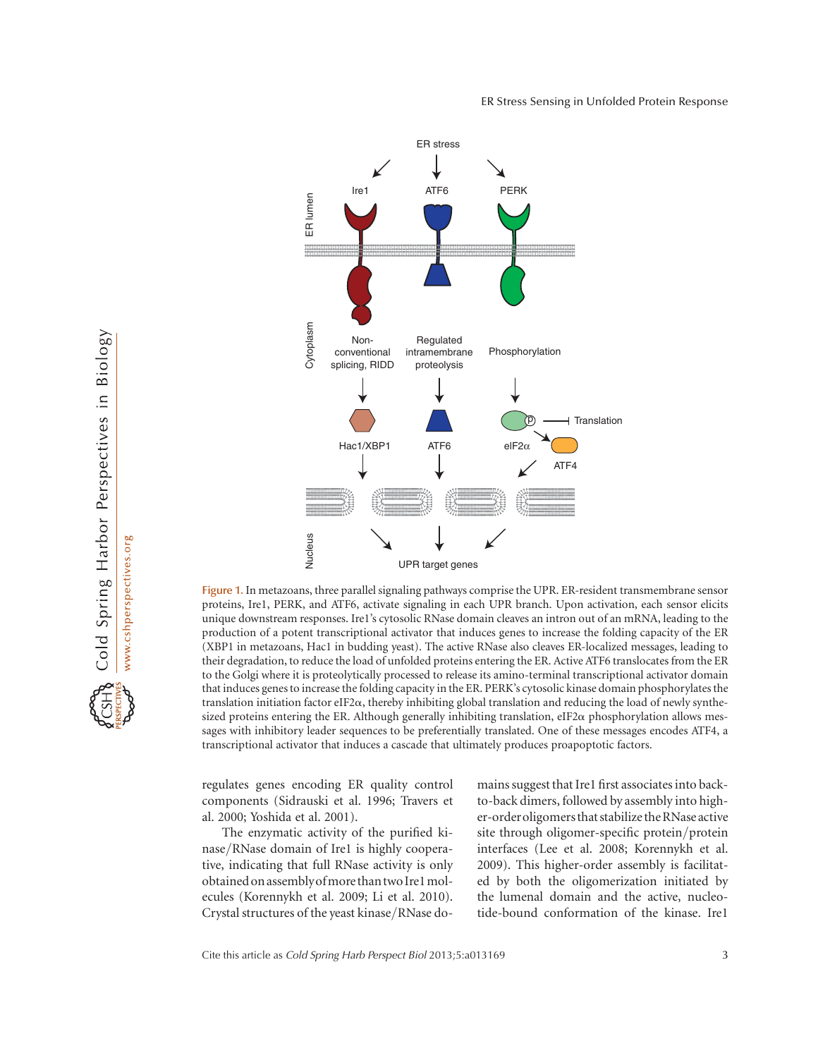**Figure 1.** In metazoans, three parallel signaling pathways comprise the UPR. ER-resident transmembrane sensor proteins, Ire1, PERK, and ATF6, activate signaling in each UPR branch. Upon activation, each sensor elicits unique downstream responses. Ire1's cytosolic RNase domain cleaves an intron out of an mRNA, leading to the production of a potent transcriptional activator that induces genes to increase the folding capacity of the ER (XBP1 in metazoans, Hac1 in budding yeast). The active RNase also cleaves ER-localized messages, leading to their degradation, to reduce the load of unfolded proteins entering the ER. Active ATF6 translocates from the ER to the Golgi where it is proteolytically processed to release its amino-terminal transcriptional activator domain that induces genes to increase the folding capacity in the ER. PERK's cytosolic kinase domain phosphorylates the translation initiation factor eIF2α, thereby inhibiting global translation and reducing the load of newly synthesized proteins entering the ER. Although generally inhibiting translation, eIF2α phosphorylation allows messages with inhibitory leader sequences to be preferentially translated. One of these messages encodes ATF4, a transcriptional activator that induces a cascade that ultimately produces proapoptotic factors.

regulates genes encoding ER quality control components (Sidrauski et al. 1996; Travers et al. 2000; Yoshida et al. 2001).

The enzymatic activity of the purified kinase/RNase domain of Ire1 is highly cooperative, indicating that full RNase activity is only obtained on assembly of more than two Ire1 molecules (Korennykh et al. 2009; Li et al. 2010). Crystal structures of the yeast kinase/RNase domains suggest that Ire1 first associates into back-to-back dimers, followed by assembly into higher-order oligomers that stabilize the RNase active site through oligomer-specific protein/protein interfaces (Lee et al. 2008; Korennykh et al. 2009). This higher-order assembly is facilitated by both the oligomerization initiated by the lumenal domain and the active, nucleotide-bound conformation of the kinase. Ire1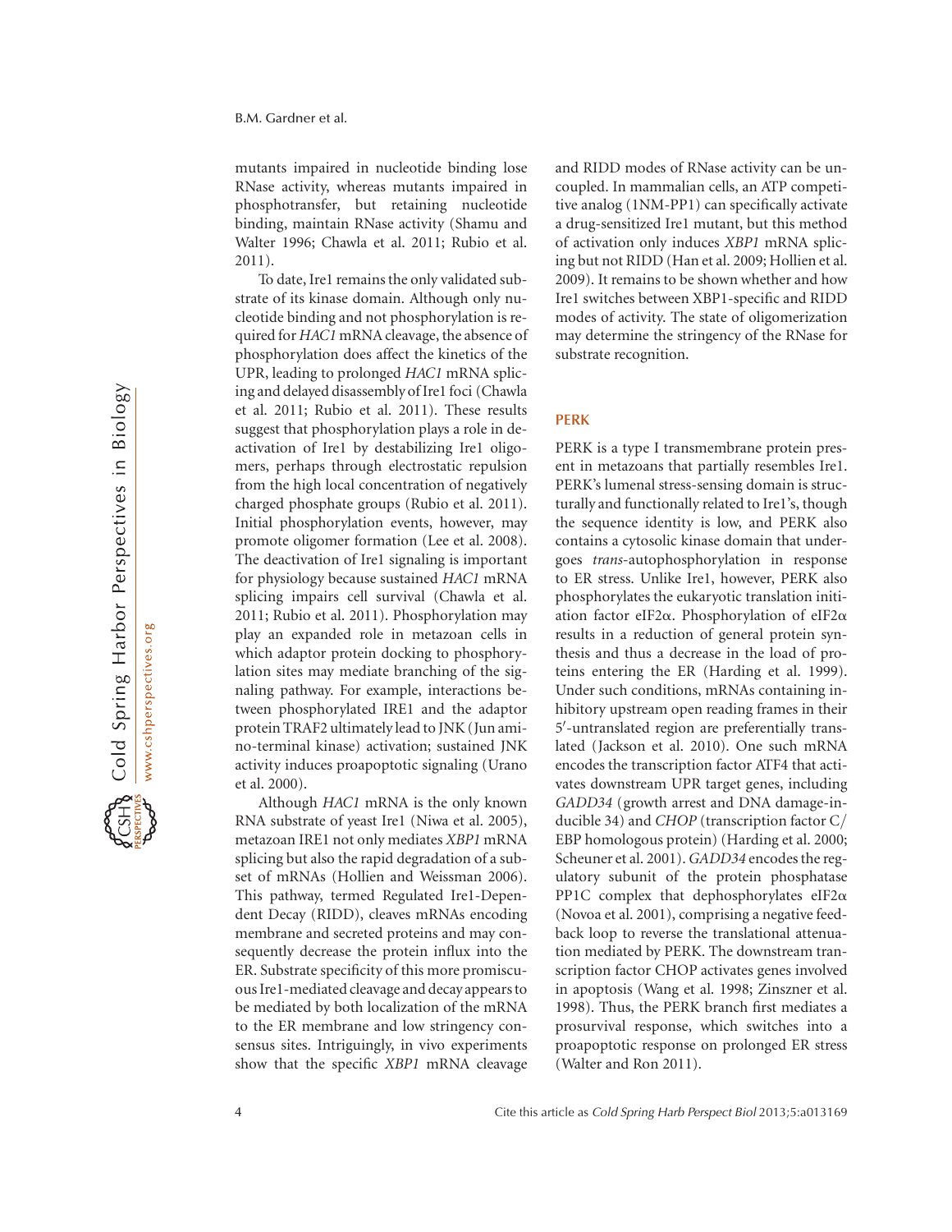mutants impaired in nucleotide binding lose RNase activity, whereas mutants impaired in phosphotransfer, but retaining nucleotide binding, maintain RNase activity (Shamu and Walter 1996; Chawla et al. 2011; Rubio et al. 2011).

To date, Ire1 remains the only validated substrate of its kinase domain. Although only nucleotide binding and not phosphorylation is required for *HAC1* mRNA cleavage, the absence of phosphorylation does affect the kinetics of the UPR, leading to prolonged *HAC1* mRNA splicing and delayed disassembly of Ire1 foci (Chawla et al. 2011; Rubio et al. 2011). These results suggest that phosphorylation plays a role in deactivation of Ire1 by destabilizing Ire1 oligomers, perhaps through electrostatic repulsion from the high local concentration of negatively charged phosphate groups (Rubio et al. 2011). Initial phosphorylation events, however, may promote oligomer formation (Lee et al. 2008). The deactivation of Ire1 signaling is important for physiology because sustained *HAC1* mRNA splicing impairs cell survival (Chawla et al. 2011; Rubio et al. 2011). Phosphorylation may play an expanded role in metazoan cells in which adaptor protein docking to phosphorylation sites may mediate branching of the signaling pathway. For example, interactions between phosphorylated IRE1 and the adaptor protein TRAF2 ultimately lead to JNK (Jun amino-terminal kinase) activation; sustained JNK activity induces proapoptotic signaling (Urano et al. 2000).

Although *HAC1* mRNA is the only known RNA substrate of yeast Ire1 (Niwa et al. 2005), metazoan IRE1 not only mediates *XBP1* mRNA splicing but also the rapid degradation of a subset of mRNAs (Hollien and Weissman 2006). This pathway, termed Regulated Ire1-Dependent Decay (RIDD), cleaves mRNAs encoding membrane and secreted proteins and may consequently decrease the protein influx into the ER. Substrate specificity of this more promiscuous Ire1-mediated cleavage and decay appears to be mediated by both localization of the mRNA to the ER membrane and low stringency consensus sites. Intriguingly, in vivo experiments show that the specific *XBP1* mRNA cleavage and RIDD modes of RNase activity can be uncoupled. In mammalian cells, an ATP competitive analog (1NM-PP1) can specifically activate a drug-sensitized Ire1 mutant, but this method of activation only induces *XBP1* mRNA splicing but not RIDD (Han et al. 2009; Hollien et al. 2009). It remains to be shown whether and how Ire1 switches between XBP1-specific and RIDD modes of activity. The state of oligomerization may determine the stringency of the RNase for substrate recognition.

## PERK

PERK is a type I transmembrane protein present in metazoans that partially resembles Ire1. PERK's lumenal stress-sensing domain is structurally and functionally related to Ire1's, though the sequence identity is low, and PERK also contains a cytosolic kinase domain that undergoes *trans*-autophosphorylation in response to ER stress. Unlike Ire1, however, PERK also phosphorylates the eukaryotic translation initiation factor eIF2α. Phosphorylation of eIF2α results in a reduction of general protein synthesis and thus a decrease in the load of proteins entering the ER (Harding et al. 1999). Under such conditions, mRNAs containing inhibitory upstream open reading frames in their 5′-untranslated region are preferentially translated (Jackson et al. 2010). One such mRNA encodes the transcription factor ATF4 that activates downstream UPR target genes, including *GADD34* (growth arrest and DNA damage-inducible 34) and *CHOP* (transcription factor C/EBP homologous protein) (Harding et al. 2000; Scheuner et al. 2001). *GADD34* encodes the regulatory subunit of the protein phosphatase PP1C complex that dephosphorylates eIF2α (Novoa et al. 2001), comprising a negative feedback loop to reverse the translational attenuation mediated by PERK. The downstream transcription factor CHOP activates genes involved in apoptosis (Wang et al. 1998; Zinszner et al. 1998). Thus, the PERK branch first mediates a prosurvival response, which switches into a proapoptotic response on prolonged ER stress (Walter and Ron 2011).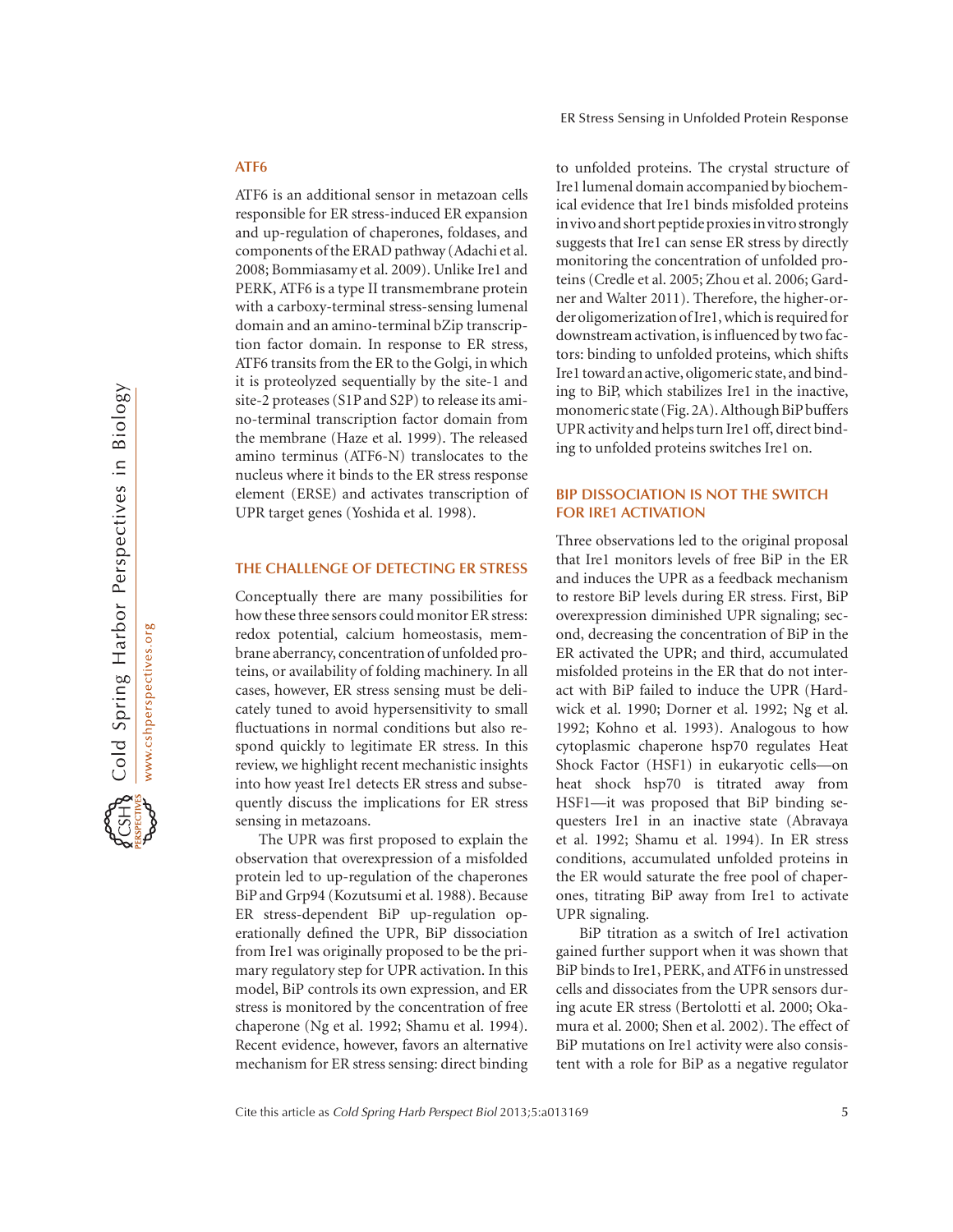## ATF6

ATF6 is an additional sensor in metazoan cells responsible for ER stress-induced ER expansion and up-regulation of chaperones, foldases, and components of the ERAD pathway (Adachi et al. 2008; Bommiasamy et al. 2009). Unlike Ire1 and PERK, ATF6 is a type II transmembrane protein with a carboxy-terminal stress-sensing lumenal domain and an amino-terminal bZip transcription factor domain. In response to ER stress, ATF6 transits from the ER to the Golgi, in which it is proteolyzed sequentially by the site-1 and site-2 proteases (S1P and S2P) to release its amino-terminal transcription factor domain from the membrane (Haze et al. 1999). The released amino terminus (ATF6-N) translocates to the nucleus where it binds to the ER stress response element (ERSE) and activates transcription of UPR target genes (Yoshida et al. 1998).

## THE CHALLENGE OF DETECTING ER STRESS

Conceptually there are many possibilities for how these three sensors could monitor ER stress: redox potential, calcium homeostasis, membrane aberrancy, concentration of unfolded proteins, or availability of folding machinery. In all cases, however, ER stress sensing must be delicately tuned to avoid hypersensitivity to small fluctuations in normal conditions but also respond quickly to legitimate ER stress. In this review, we highlight recent mechanistic insights into how yeast Ire1 detects ER stress and subsequently discuss the implications for ER stress sensing in metazoans.

The UPR was first proposed to explain the observation that overexpression of a misfolded protein led to up-regulation of the chaperones BiP and Grp94 (Kozutsumi et al. 1988). Because ER stress-dependent BiP up-regulation operationally defined the UPR, BiP dissociation from Ire1 was originally proposed to be the primary regulatory step for UPR activation. In this model, BiP controls its own expression, and ER stress is monitored by the concentration of free chaperone (Ng et al. 1992; Shamu et al. 1994). Recent evidence, however, favors an alternative mechanism for ER stress sensing: direct binding to unfolded proteins. The crystal structure of Ire1 lumenal domain accompanied by biochemical evidence that Ire1 binds misfolded proteins in vivo and short peptide proxies in vitro strongly suggests that Ire1 can sense ER stress by directly monitoring the concentration of unfolded proteins (Credle et al. 2005; Zhou et al. 2006; Gardner and Walter 2011). Therefore, the higher-order oligomerization of Ire1, which is required for downstream activation, is influenced by two factors: binding to unfolded proteins, which shifts Ire1 toward an active, oligomeric state, and binding to BiP, which stabilizes Ire1 in the inactive, monomeric state (Fig. 2A). Although BiP buffers UPR activity and helps turn Ire1 off, direct binding to unfolded proteins switches Ire1 on.

## BIP DISSOCIATION IS NOT THE SWITCH FOR IRE1 ACTIVATION

Three observations led to the original proposal that Ire1 monitors levels of free BiP in the ER and induces the UPR as a feedback mechanism to restore BiP levels during ER stress. First, BiP overexpression diminished UPR signaling; second, decreasing the concentration of BiP in the ER activated the UPR; and third, accumulated misfolded proteins in the ER that do not interact with BiP failed to induce the UPR (Hardwick et al. 1990; Dorner et al. 1992; Ng et al. 1992; Kohno et al. 1993). Analogous to how cytoplasmic chaperone hsp70 regulates Heat Shock Factor (HSF1) in eukaryotic cells—on heat shock hsp70 is titrated away from HSF1—it was proposed that BiP binding sequesters Ire1 in an inactive state (Abravaya et al. 1992; Shamu et al. 1994). In ER stress conditions, accumulated unfolded proteins in the ER would saturate the free pool of chaperones, titrating BiP away from Ire1 to activate UPR signaling.

BiP titration as a switch of Ire1 activation gained further support when it was shown that BiP binds to Ire1, PERK, and ATF6 in unstressed cells and dissociates from the UPR sensors during acute ER stress (Bertolotti et al. 2000; Okamura et al. 2000; Shen et al. 2002). The effect of BiP mutations on Ire1 activity were also consistent with a role for BiP as a negative regulator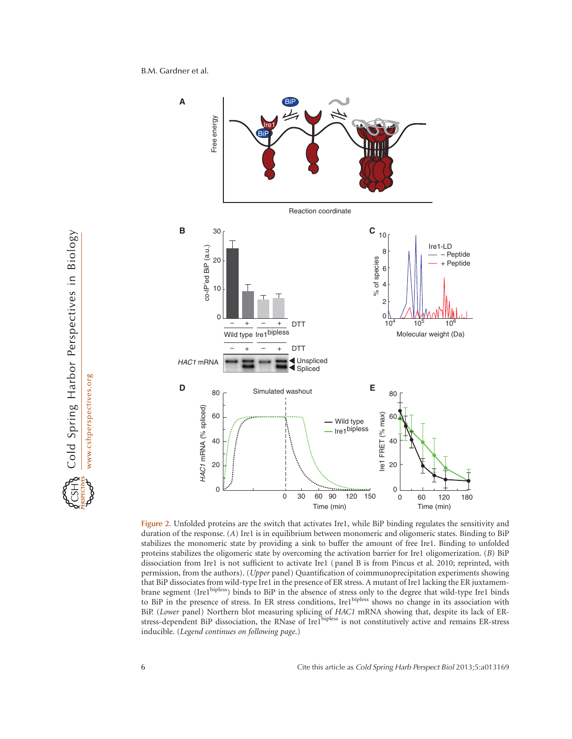**Figure 2.** Unfolded proteins are the switch that activates Ire1, while BiP binding regulates the sensitivity and duration of the response. (*A*) Ire1 is in equilibrium between monomeric and oligomeric states. Binding to BiP stabilizes the monomeric state by providing a sink to buffer the amount of free Ire1. Binding to unfolded proteins stabilizes the oligomeric state by overcoming the activation barrier for Ire1 oligomerization. (*B*) BiP dissociation from Ire1 is not sufficient to activate Ire1 (panel B is from Pincus et al. 2010; reprinted, with permission, from the authors). (*Upper* panel) Quantification of coimmunoprecipitation experiments showing that BiP dissociates from wild-type Ire1 in the presence of ER stress. A mutant of Ire1 lacking the ER juxtamembrane segment ($Ire1^{bipless}$) binds to BiP in the absence of stress only to the degree that wild-type Ire1 binds to BiP in the presence of stress. In ER stress conditions, $Ire1^{bipless}$ shows no change in its association with BiP. (*Lower* panel) Northern blot measuring splicing of *HAC1* mRNA showing that, despite its lack of ER-stress-dependent BiP dissociation, the RNase of $Ire1^{bipless}$ is not constitutively active and remains ER-stress inducible. (*Legend continues on following page.*)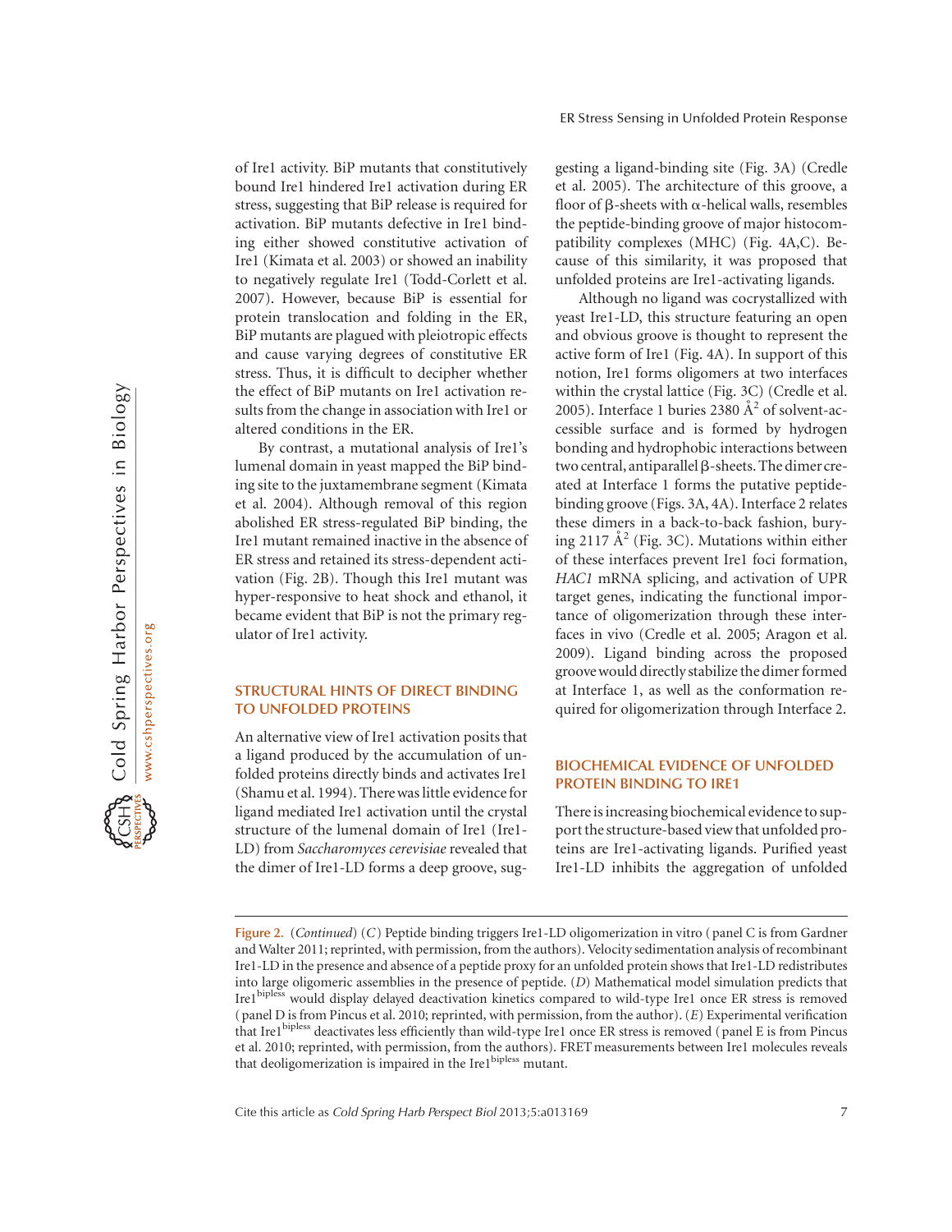of Ire1 activity. BiP mutants that constitutively bound Ire1 hindered Ire1 activation during ER stress, suggesting that BiP release is required for activation. BiP mutants defective in Ire1 binding either showed constitutive activation of Ire1 (Kimata et al. 2003) or showed an inability to negatively regulate Ire1 (Todd-Corlett et al. 2007). However, because BiP is essential for protein translocation and folding in the ER, BiP mutants are plagued with pleiotropic effects and cause varying degrees of constitutive ER stress. Thus, it is difficult to decipher whether the effect of BiP mutants on Ire1 activation results from the change in association with Ire1 or altered conditions in the ER.

By contrast, a mutational analysis of Ire1's lumenal domain in yeast mapped the BiP binding site to the juxtamembrane segment (Kimata et al. 2004). Although removal of this region abolished ER stress-regulated BiP binding, the Ire1 mutant remained inactive in the absence of ER stress and retained its stress-dependent activation (Fig. 2B). Though this Ire1 mutant was hyper-responsive to heat shock and ethanol, it became evident that BiP is not the primary regulator of Ire1 activity.

## STRUCTURAL HINTS OF DIRECT BINDING TO UNFOLDED PROTEINS

An alternative view of Ire1 activation posits that a ligand produced by the accumulation of unfolded proteins directly binds and activates Ire1 (Shamu et al. 1994). There was little evidence for ligand mediated Ire1 activation until the crystal structure of the lumenal domain of Ire1 (Ire1-LD) from *Saccharomyces cerevisiae* revealed that the dimer of Ire1-LD forms a deep groove, suggesting a ligand-binding site (Fig. 3A) (Credle et al. 2005). The architecture of this groove, a floor of β-sheets with α-helical walls, resembles the peptide-binding groove of major histocompatibility complexes (MHC) (Fig. 4A,C). Because of this similarity, it was proposed that unfolded proteins are Ire1-activating ligands.

Although no ligand was cocrystallized with yeast Ire1-LD, this structure featuring an open and obvious groove is thought to represent the active form of Ire1 (Fig. 4A). In support of this notion, Ire1 forms oligomers at two interfaces within the crystal lattice (Fig. 3C) (Credle et al. 2005). Interface 1 buries 2380 $Å^2$ of solvent-accessible surface and is formed by hydrogen bonding and hydrophobic interactions between two central, antiparallel β-sheets. The dimer created at Interface 1 forms the putative peptide-binding groove (Figs. 3A, 4A). Interface 2 relates these dimers in a back-to-back fashion, burying 2117 $Å^2$ (Fig. 3C). Mutations within either of these interfaces prevent Ire1 foci formation, *HAC1* mRNA splicing, and activation of UPR target genes, indicating the functional importance of oligomerization through these interfaces in vivo (Credle et al. 2005; Aragon et al. 2009). Ligand binding across the proposed groove would directly stabilize the dimer formed at Interface 1, as well as the conformation required for oligomerization through Interface 2.

## BIOCHEMICAL EVIDENCE OF UNFOLDED PROTEIN BINDING TO IRE1

There is increasing biochemical evidence to support the structure-based view that unfolded proteins are Ire1-activating ligands. Purified yeast Ire1-LD inhibits the aggregation of unfolded

**Figure 2.** (*Continued*) (*C*) Peptide binding triggers Ire1-LD oligomerization in vitro (panel C is from Gardner and Walter 2011; reprinted, with permission, from the authors). Velocity sedimentation analysis of recombinant Ire1-LD in the presence and absence of a peptide proxy for an unfolded protein shows that Ire1-LD redistributes into large oligomeric assemblies in the presence of peptide. (*D*) Mathematical model simulation predicts that $Ire1^{bipless}$ would display delayed deactivation kinetics compared to wild-type Ire1 once ER stress is removed (panel D is from Pincus et al. 2010; reprinted, with permission, from the author). (*E*) Experimental verification that $Ire1^{bipless}$ deactivates less efficiently than wild-type Ire1 once ER stress is removed (panel E is from Pincus et al. 2010; reprinted, with permission, from the authors). FRET measurements between Ire1 molecules reveals that deoligomerization is impaired in the $Ire1^{bipless}$ mutant.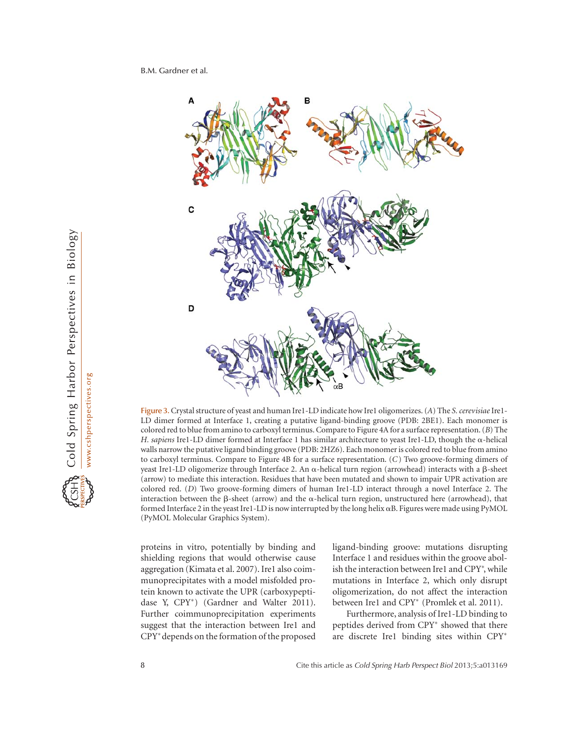Figure 3. Crystal structure of yeast and human Ire1-LD indicate how Ire1 oligomerizes. (*A*) The *S. cerevisiae* Ire1-LD dimer formed at Interface 1, creating a putative ligand-binding groove (PDB: 2BE1). Each monomer is colored red to blue from amino to carboxyl terminus. Compare to Figure 4A for a surface representation. (*B*) The *H. sapiens* Ire1-LD dimer formed at Interface 1 has similar architecture to yeast Ire1-LD, though the α-helical walls narrow the putative ligand binding groove (PDB: 2HZ6). Each monomer is colored red to blue from amino to carboxyl terminus. Compare to Figure 4B for a surface representation. (*C*) Two groove-forming dimers of yeast Ire1-LD oligomerize through Interface 2. An α-helical turn region (arrowhead) interacts with a β-sheet (arrow) to mediate this interaction. Residues that have been mutated and shown to impair UPR activation are colored red. (*D*) Two groove-forming dimers of human Ire1-LD interact through a novel Interface 2. The interaction between the β-sheet (arrow) and the α-helical turn region, unstructured here (arrowhead), that formed Interface 2 in the yeast Ire1-LD is now interrupted by the long helix αB. Figures were made using PyMOL (PyMOL Molecular Graphics System).

proteins in vitro, potentially by binding and shielding regions that would otherwise cause aggregation (Kimata et al. 2007). Ire1 also coimmunoprecipitates with a model misfolded protein known to activate the UPR (carboxypeptidase Y, CPY*) (Gardner and Walter 2011). Further coimmunoprecipitation experiments suggest that the interaction between Ire1 and CPY* depends on the formation of the proposed ligand-binding groove: mutations disrupting Interface 1 and residues within the groove abolish the interaction between Ire1 and CPY*, while mutations in Interface 2, which only disrupt oligomerization, do not affect the interaction between Ire1 and CPY* (Promlek et al. 2011).

Furthermore, analysis of Ire1-LD binding to peptides derived from CPY* showed that there are discrete Ire1 binding sites within CPY*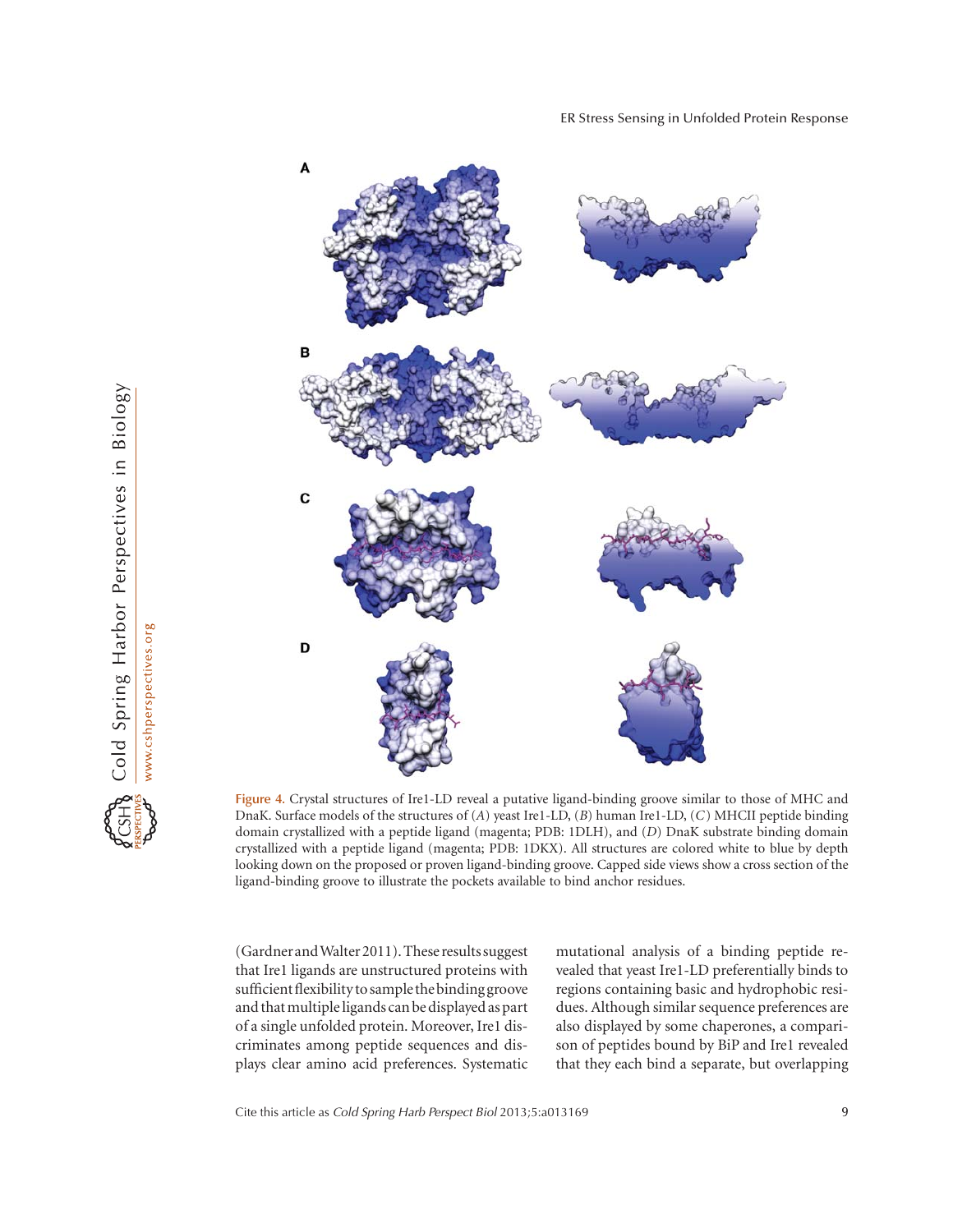**Figure 4.** Crystal structures of Ire1-LD reveal a putative ligand-binding groove similar to those of MHC and DnaK. Surface models of the structures of (*A*) yeast Ire1-LD, (*B*) human Ire1-LD, (*C*) MHCII peptide binding domain crystallized with a peptide ligand (magenta; PDB: 1DLH), and (*D*) DnaK substrate binding domain crystallized with a peptide ligand (magenta; PDB: 1DKX). All structures are colored white to blue by depth looking down on the proposed or proven ligand-binding groove. Capped side views show a cross section of the ligand-binding groove to illustrate the pockets available to bind anchor residues.

(Gardner and Walter 2011). These results suggest that Ire1 ligands are unstructured proteins with sufficient flexibility to sample the binding groove and that multiple ligands can be displayed as part of a single unfolded protein. Moreover, Ire1 discriminates among peptide sequences and displays clear amino acid preferences. Systematic mutational analysis of a binding peptide revealed that yeast Ire1-LD preferentially binds to regions containing basic and hydrophobic residues. Although similar sequence preferences are also displayed by some chaperones, a comparison of peptides bound by BiP and Ire1 revealed that they each bind a separate, but overlapping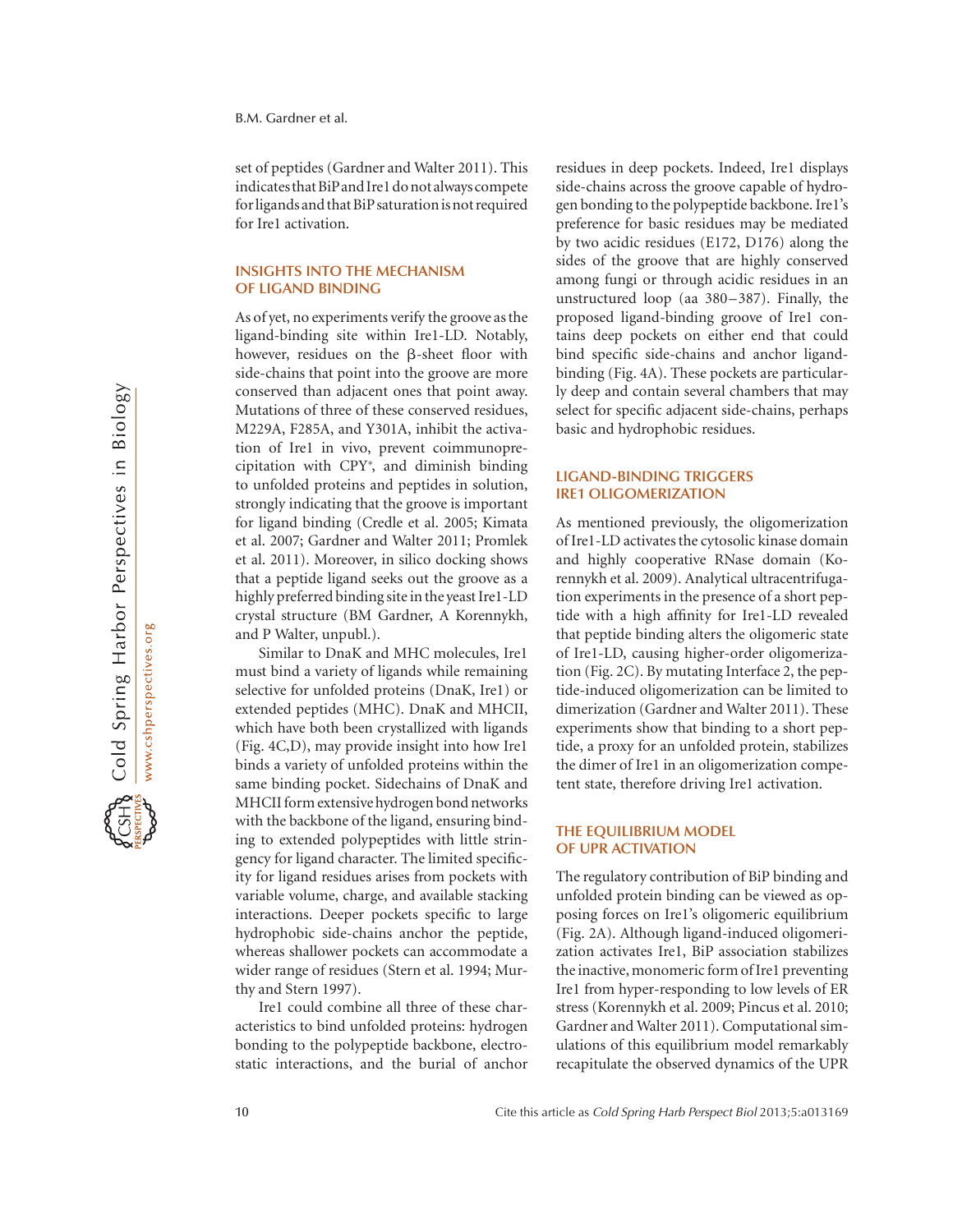set of peptides (Gardner and Walter 2011). This indicates that BiP and Ire1 do not always compete for ligands and that BiP saturation is not required for Ire1 activation.

## INSIGHTS INTO THE MECHANISM OF LIGAND BINDING

As of yet, no experiments verify the groove as the ligand-binding site within Ire1-LD. Notably, however, residues on the β-sheet floor with side-chains that point into the groove are more conserved than adjacent ones that point away. Mutations of three of these conserved residues, M229A, F285A, and Y301A, inhibit the activation of Ire1 in vivo, prevent coimmunoprecipitation with CPY*, and diminish binding to unfolded proteins and peptides in solution, strongly indicating that the groove is important for ligand binding (Credle et al. 2005; Kimata et al. 2007; Gardner and Walter 2011; Promlek et al. 2011). Moreover, in silico docking shows that a peptide ligand seeks out the groove as a highly preferred binding site in the yeast Ire1-LD crystal structure (BM Gardner, A Korennykh, and P Walter, unpubl.).

Similar to DnaK and MHC molecules, Ire1 must bind a variety of ligands while remaining selective for unfolded proteins (DnaK, Ire1) or extended peptides (MHC). DnaK and MHCII, which have both been crystallized with ligands (Fig. 4C,D), may provide insight into how Ire1 binds a variety of unfolded proteins within the same binding pocket. Sidechains of DnaK and MHCII form extensive hydrogen bond networks with the backbone of the ligand, ensuring binding to extended polypeptides with little stringency for ligand character. The limited specificity for ligand residues arises from pockets with variable volume, charge, and available stacking interactions. Deeper pockets specific to large hydrophobic side-chains anchor the peptide, whereas shallower pockets can accommodate a wider range of residues (Stern et al. 1994; Murthy and Stern 1997).

Ire1 could combine all three of these characteristics to bind unfolded proteins: hydrogen bonding to the polypeptide backbone, electrostatic interactions, and the burial of anchor residues in deep pockets. Indeed, Ire1 displays side-chains across the groove capable of hydrogen bonding to the polypeptide backbone. Ire1's preference for basic residues may be mediated by two acidic residues (E172, D176) along the sides of the groove that are highly conserved among fungi or through acidic residues in an unstructured loop (aa 380–387). Finally, the proposed ligand-binding groove of Ire1 contains deep pockets on either end that could bind specific side-chains and anchor ligand-binding (Fig. 4A). These pockets are particularly deep and contain several chambers that may select for specific adjacent side-chains, perhaps basic and hydrophobic residues.

## LIGAND-BINDING TRIGGERS IRE1 OLIGOMERIZATION

As mentioned previously, the oligomerization of Ire1-LD activates the cytosolic kinase domain and highly cooperative RNase domain (Korennykh et al. 2009). Analytical ultracentrifugation experiments in the presence of a short peptide with a high affinity for Ire1-LD revealed that peptide binding alters the oligomeric state of Ire1-LD, causing higher-order oligomerization (Fig. 2C). By mutating Interface 2, the peptide-induced oligomerization can be limited to dimerization (Gardner and Walter 2011). These experiments show that binding to a short peptide, a proxy for an unfolded protein, stabilizes the dimer of Ire1 in an oligomerization competent state, therefore driving Ire1 activation.

## THE EQUILIBRIUM MODEL OF UPR ACTIVATION

The regulatory contribution of BiP binding and unfolded protein binding can be viewed as opposing forces on Ire1's oligomeric equilibrium (Fig. 2A). Although ligand-induced oligomerization activates Ire1, BiP association stabilizes the inactive, monomeric form of Ire1 preventing Ire1 from hyper-responding to low levels of ER stress (Korennykh et al. 2009; Pincus et al. 2010; Gardner and Walter 2011). Computational simulations of this equilibrium model remarkably recapitulate the observed dynamics of the UPR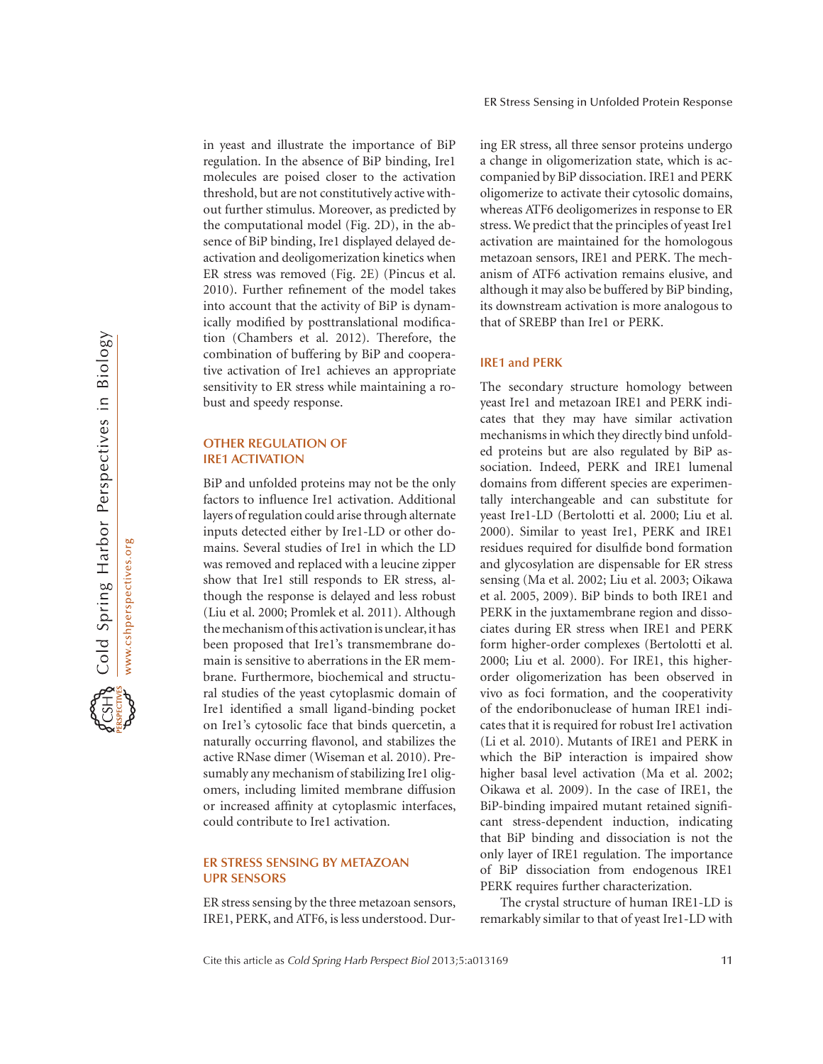in yeast and illustrate the importance of BiP regulation. In the absence of BiP binding, Ire1 molecules are poised closer to the activation threshold, but are not constitutively active without further stimulus. Moreover, as predicted by the computational model (Fig. 2D), in the absence of BiP binding, Ire1 displayed delayed deactivation and deoligomerization kinetics when ER stress was removed (Fig. 2E) (Pincus et al. 2010). Further refinement of the model takes into account that the activity of BiP is dynamically modified by posttranslational modification (Chambers et al. 2012). Therefore, the combination of buffering by BiP and cooperative activation of Ire1 achieves an appropriate sensitivity to ER stress while maintaining a robust and speedy response.

## OTHER REGULATION OF IRE1 ACTIVATION

BiP and unfolded proteins may not be the only factors to influence Ire1 activation. Additional layers of regulation could arise through alternate inputs detected either by Ire1-LD or other domains. Several studies of Ire1 in which the LD was removed and replaced with a leucine zipper show that Ire1 still responds to ER stress, although the response is delayed and less robust (Liu et al. 2000; Promlek et al. 2011). Although the mechanism of this activation is unclear, it has been proposed that Ire1's transmembrane domain is sensitive to aberrations in the ER membrane. Furthermore, biochemical and structural studies of the yeast cytoplasmic domain of Ire1 identified a small ligand-binding pocket on Ire1's cytosolic face that binds quercetin, a naturally occurring flavonol, and stabilizes the active RNase dimer (Wiseman et al. 2010). Presumably any mechanism of stabilizing Ire1 oligomers, including limited membrane diffusion or increased affinity at cytoplasmic interfaces, could contribute to Ire1 activation.

## ER STRESS SENSING BY METAZOAN UPR SENSORS

ER stress sensing by the three metazoan sensors, IRE1, PERK, and ATF6, is less understood. During ER stress, all three sensor proteins undergo a change in oligomerization state, which is accompanied by BiP dissociation. IRE1 and PERK oligomerize to activate their cytosolic domains, whereas ATF6 deoligomerizes in response to ER stress. We predict that the principles of yeast Ire1 activation are maintained for the homologous metazoan sensors, IRE1 and PERK. The mechanism of ATF6 activation remains elusive, and although it may also be buffered by BiP binding, its downstream activation is more analogous to that of SREBP than Ire1 or PERK.

### IRE1 and PERK

The secondary structure homology between yeast Ire1 and metazoan IRE1 and PERK indicates that they may have similar activation mechanisms in which they directly bind unfolded proteins but are also regulated by BiP association. Indeed, PERK and IRE1 lumenal domains from different species are experimentally interchangeable and can substitute for yeast Ire1-LD (Bertolotti et al. 2000; Liu et al. 2000). Similar to yeast Ire1, PERK and IRE1 residues required for disulfide bond formation and glycosylation are dispensable for ER stress sensing (Ma et al. 2002; Liu et al. 2003; Oikawa et al. 2005, 2009). BiP binds to both IRE1 and PERK in the juxtamembrane region and dissociates during ER stress when IRE1 and PERK form higher-order complexes (Bertolotti et al. 2000; Liu et al. 2000). For IRE1, this higher-order oligomerization has been observed in vivo as foci formation, and the cooperativity of the endoribonuclease of human IRE1 indicates that it is required for robust Ire1 activation (Li et al. 2010). Mutants of IRE1 and PERK in which the BiP interaction is impaired show higher basal level activation (Ma et al. 2002; Oikawa et al. 2009). In the case of IRE1, the BiP-binding impaired mutant retained significant stress-dependent induction, indicating that BiP binding and dissociation is not the only layer of IRE1 regulation. The importance of BiP dissociation from endogenous IRE1 PERK requires further characterization.

The crystal structure of human IRE1-LD is remarkably similar to that of yeast Ire1-LD with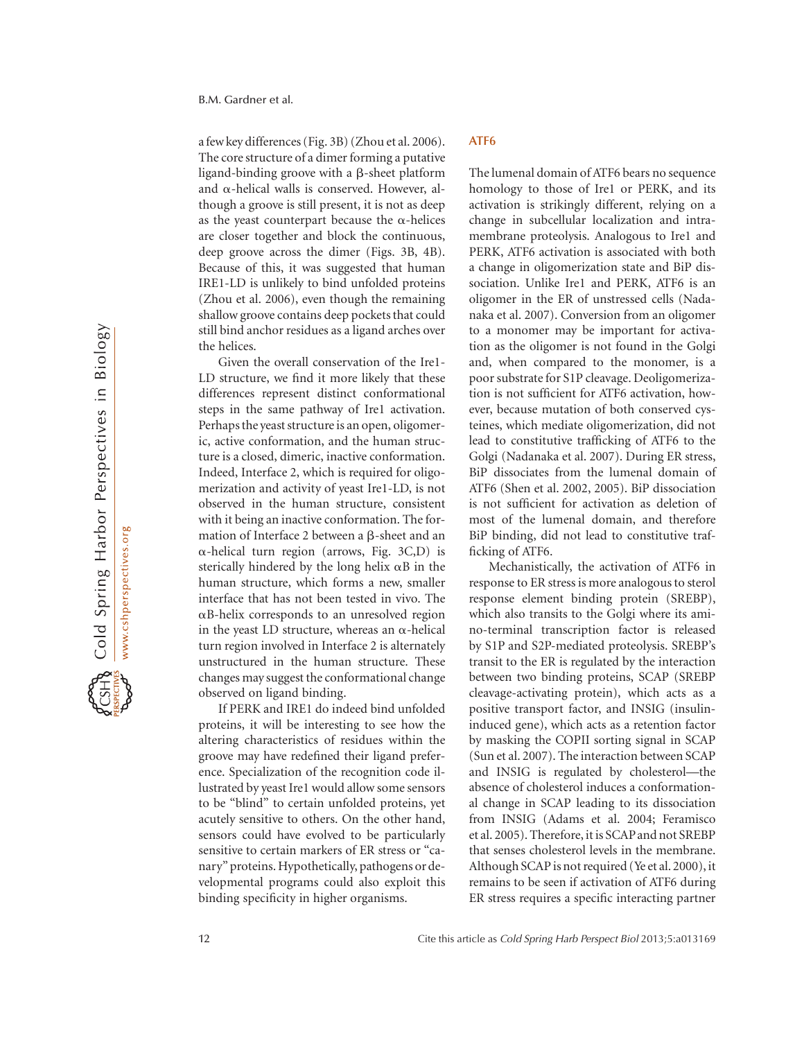a few key differences (Fig. 3B) (Zhou et al. 2006). The core structure of a dimer forming a putative ligand-binding groove with a β-sheet platform and α-helical walls is conserved. However, although a groove is still present, it is not as deep as the yeast counterpart because the α-helices are closer together and block the continuous, deep groove across the dimer (Figs. 3B, 4B). Because of this, it was suggested that human IRE1-LD is unlikely to bind unfolded proteins (Zhou et al. 2006), even though the remaining shallow groove contains deep pockets that could still bind anchor residues as a ligand arches over the helices.

Given the overall conservation of the Ire1-LD structure, we find it more likely that these differences represent distinct conformational steps in the same pathway of Ire1 activation. Perhaps the yeast structure is an open, oligomeric, active conformation, and the human structure is a closed, dimeric, inactive conformation. Indeed, Interface 2, which is required for oligomerization and activity of yeast Ire1-LD, is not observed in the human structure, consistent with it being an inactive conformation. The formation of Interface 2 between a β-sheet and an α-helical turn region (arrows, Fig. 3C,D) is sterically hindered by the long helix αB in the human structure, which forms a new, smaller interface that has not been tested in vivo. The αB-helix corresponds to an unresolved region in the yeast LD structure, whereas an α-helical turn region involved in Interface 2 is alternately unstructured in the human structure. These changes may suggest the conformational change observed on ligand binding.

If PERK and IRE1 do indeed bind unfolded proteins, it will be interesting to see how the altering characteristics of residues within the groove may have redefined their ligand preference. Specialization of the recognition code illustrated by yeast Ire1 would allow some sensors to be "blind" to certain unfolded proteins, yet acutely sensitive to others. On the other hand, sensors could have evolved to be particularly sensitive to certain markers of ER stress or "canary" proteins. Hypothetically, pathogens or developmental programs could also exploit this binding specificity in higher organisms.

## ATF6

The lumenal domain of ATF6 bears no sequence homology to those of Ire1 or PERK, and its activation is strikingly different, relying on a change in subcellular localization and intramembrane proteolysis. Analogous to Ire1 and PERK, ATF6 activation is associated with both a change in oligomerization state and BiP dissociation. Unlike Ire1 and PERK, ATF6 is an oligomer in the ER of unstressed cells (Nadanaka et al. 2007). Conversion from an oligomer to a monomer may be important for activation as the oligomer is not found in the Golgi and, when compared to the monomer, is a poor substrate for S1P cleavage. Deoligomerization is not sufficient for ATF6 activation, however, because mutation of both conserved cysteines, which mediate oligomerization, did not lead to constitutive trafficking of ATF6 to the Golgi (Nadanaka et al. 2007). During ER stress, BiP dissociates from the lumenal domain of ATF6 (Shen et al. 2002, 2005). BiP dissociation is not sufficient for activation as deletion of most of the lumenal domain, and therefore BiP binding, did not lead to constitutive trafficking of ATF6.

Mechanistically, the activation of ATF6 in response to ER stress is more analogous to sterol response element binding protein (SREBP), which also transits to the Golgi where its amino-terminal transcription factor is released by S1P and S2P-mediated proteolysis. SREBP's transit to the ER is regulated by the interaction between two binding proteins, SCAP (SREBP cleavage-activating protein), which acts as a positive transport factor, and INSIG (insulin-induced gene), which acts as a retention factor by masking the COPII sorting signal in SCAP (Sun et al. 2007). The interaction between SCAP and INSIG is regulated by cholesterol—the absence of cholesterol induces a conformational change in SCAP leading to its dissociation from INSIG (Adams et al. 2004; Feramisco et al. 2005). Therefore, it is SCAP and not SREBP that senses cholesterol levels in the membrane. Although SCAP is not required (Ye et al. 2000), it remains to be seen if activation of ATF6 during ER stress requires a specific interacting partner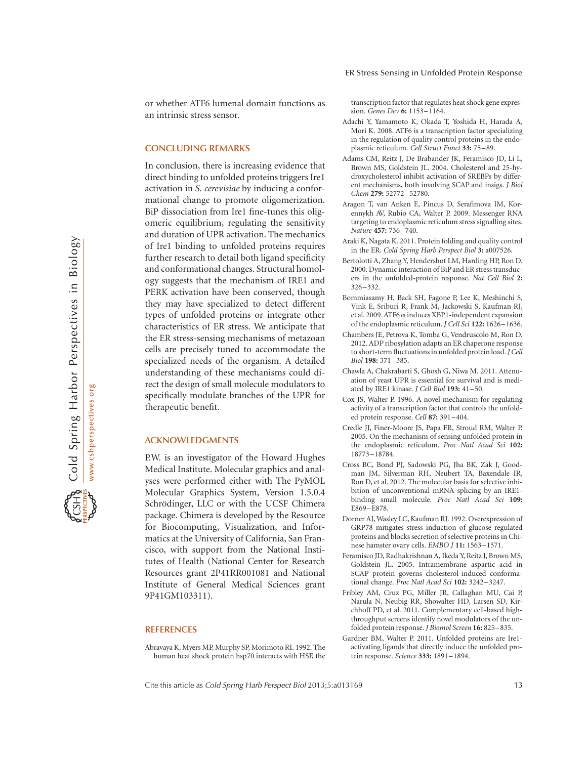or whether ATF6 lumenal domain functions as an intrinsic stress sensor.

## CONCLUDING REMARKS

In conclusion, there is increasing evidence that direct binding to unfolded proteins triggers Ire1 activation in *S. cerevisiae* by inducing a conformational change to promote oligomerization. BiP dissociation from Ire1 fine-tunes this oligomeric equilibrium, regulating the sensitivity and duration of UPR activation. The mechanics of Ire1 binding to unfolded proteins requires further research to detail both ligand specificity and conformational changes. Structural homology suggests that the mechanism of IRE1 and PERK activation have been conserved, though they may have specialized to detect different types of unfolded proteins or integrate other characteristics of ER stress. We anticipate that the ER stress-sensing mechanisms of metazoan cells are precisely tuned to accommodate the specialized needs of the organism. A detailed understanding of these mechanisms could direct the design of small molecule modulators to specifically modulate branches of the UPR for therapeutic benefit.

## ACKNOWLEDGMENTS

P.W. is an investigator of the Howard Hughes Medical Institute. Molecular graphics and analyses were performed either with The PyMOL Molecular Graphics System, Version 1.5.0.4 Schrödinger, LLC or with the UCSF Chimera package. Chimera is developed by the Resource for Biocomputing, Visualization, and Informatics at the University of California, San Francisco, with support from the National Institutes of Health (National Center for Research Resources grant 2P41RR001081 and National Institute of General Medical Sciences grant 9P41GM103311).

## REFERENCES

Abravaya K, Myers MP, Murphy SP, Morimoto RI. 1992. The human heat shock protein hsp70 interacts with HSF, the transcription factor that regulates heat shock gene expression. *Genes Dev* **6:** 1153–1164.

Adachi Y, Yamamoto K, Okada T, Yoshida H, Harada A, Mori K. 2008. ATF6 is a transcription factor specializing in the regulation of quality control proteins in the endoplasmic reticulum. *Cell Struct Funct* **33:** 75–89.

Adams CM, Reitz J, De Brabander JK, Feramisco JD, Li L, Brown MS, Goldstein JL. 2004. Cholesterol and 25-hydroxycholesterol inhibit activation of SREBPs by different mechanisms, both involving SCAP and insigs. *J Biol Chem* **279:** 52772–52780.

Aragon T, van Anken E, Pincus D, Serafimova IM, Korennykh AV, Rubio CA, Walter P. 2009. Messenger RNA targeting to endoplasmic reticulum stress signalling sites. *Nature* **457:** 736–740.

Araki K, Nagata K. 2011. Protein folding and quality control in the ER. *Cold Spring Harb Perspect Biol* **3:** a007526.

Bertolotti A, Zhang Y, Hendershot LM, Harding HP, Ron D. 2000. Dynamic interaction of BiP and ER stress transducers in the unfolded-protein response. *Nat Cell Biol* **2:** 326–332.

Bommiasamy H, Back SH, Fagone P, Lee K, Meshinchi S, Vink E, Sriburi R, Frank M, Jackowski S, Kaufman RJ, et al. 2009. ATF6 α induces XBP1-independent expansion of the endoplasmic reticulum. *J Cell Sci* **122:** 1626–1636.

Chambers JE, Petrova K, Tomba G, Vendruscolo M, Ron D. 2012. ADP ribosylation adapts an ER chaperone response to short-term fluctuations in unfolded protein load. *J Cell Biol* **198:** 371–385.

Chawla A, Chakrabarti S, Ghosh G, Niwa M. 2011. Attenuation of yeast UPR is essential for survival and is mediated by IRE1 kinase. *J Cell Biol* **193:** 41–50.

Cox JS, Walter P. 1996. A novel mechanism for regulating activity of a transcription factor that controls the unfolded protein response. *Cell* **87:** 391–404.

Credle JJ, Finer-Moore JS, Papa FR, Stroud RM, Walter P. 2005. On the mechanism of sensing unfolded protein in the endoplasmic reticulum. *Proc Natl Acad Sci* **102:** 18773–18784.

Cross BC, Bond PJ, Sadowski PG, Jha BK, Zak J, Goodman JM, Silverman RH, Neubert TA, Baxendale IR, Ron D, et al. 2012. The molecular basis for selective inhibition of unconventional mRNA splicing by an IRE1-binding small molecule. *Proc Natl Acad Sci* **109:** E869–E878.

Dorner AJ, Wasley LC, Kaufman RJ. 1992. Overexpression of GRP78 mitigates stress induction of glucose regulated proteins and blocks secretion of selective proteins in Chinese hamster ovary cells. *EMBO J* **11:** 1563–1571.

Feramisco JD, Radhakrishnan A, Ikeda Y, Reitz J, Brown MS, Goldstein JL. 2005. Intramembrane aspartic acid in SCAP protein governs cholesterol-induced conformational change. *Proc Natl Acad Sci* **102:** 3242–3247.

Fribley AM, Cruz PG, Miller JR, Callaghan MU, Cai P, Narula N, Neubig RR, Showalter HD, Larsen SD, Kirchhoff PD, et al. 2011. Complementary cell-based high-throughput screens identify novel modulators of the unfolded protein response. *J Biomol Screen* **16:** 825–835.

Gardner BM, Walter P. 2011. Unfolded proteins are Ire1-activating ligands that directly induce the unfolded protein response. *Science* **333:** 1891–1894.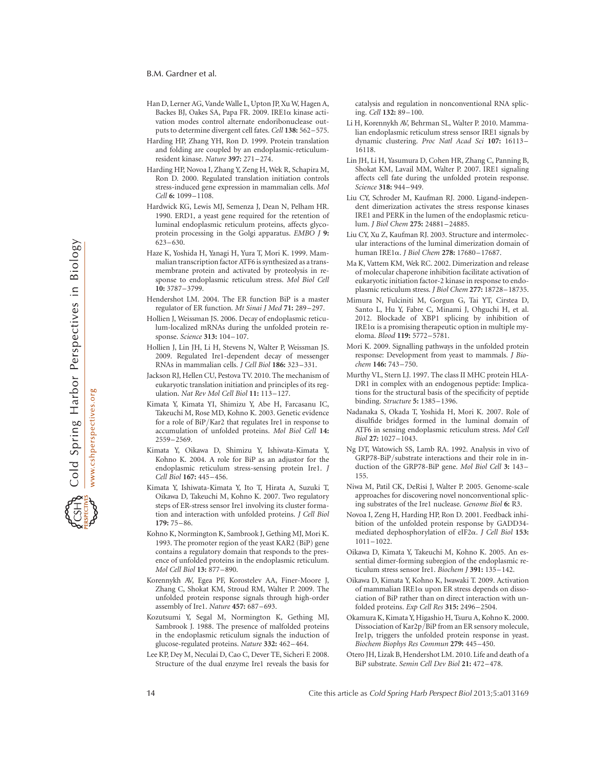Han D, Lerner AG, Vande Walle L, Upton JP, Xu W, Hagen A, Backes BJ, Oakes SA, Papa FR. 2009. IRE1α kinase activation modes control alternate endoribonuclease outputs to determine divergent cell fates. *Cell* **138:** 562–575.

Harding HP, Zhang YH, Ron D. 1999. Protein translation and folding are coupled by an endoplasmic-reticulum-resident kinase. *Nature* **397:** 271–274.

Harding HP, Novoa I, Zhang Y, Zeng H, Wek R, Schapira M, Ron D. 2000. Regulated translation initiation controls stress-induced gene expression in mammalian cells. *Mol Cell* **6:** 1099–1108.

Hardwick KG, Lewis MJ, Semenza J, Dean N, Pelham HR. 1990. ERD1, a yeast gene required for the retention of luminal endoplasmic reticulum proteins, affects glycoprotein processing in the Golgi apparatus. *EMBO J* **9:** 623–630.

Haze K, Yoshida H, Yanagi H, Yura T, Mori K. 1999. Mammalian transcription factor ATF6 is synthesized as a transmembrane protein and activated by proteolysis in response to endoplasmic reticulum stress. *Mol Biol Cell* **10:** 3787–3799.

Hendershot LM. 2004. The ER function BiP is a master regulator of ER function. *Mt Sinai J Med* **71:** 289–297.

Hollien J, Weissman JS. 2006. Decay of endoplasmic reticulum-localized mRNAs during the unfolded protein response. *Science* **313:** 104–107.

Hollien J, Lin JH, Li H, Stevens N, Walter P, Weissman JS. 2009. Regulated Ire1-dependent decay of messenger RNAs in mammalian cells. *J Cell Biol* **186:** 323–331.

Jackson RJ, Hellen CU, Pestova TV. 2010. The mechanism of eukaryotic translation initiation and principles of its regulation. *Nat Rev Mol Cell Biol* **11:** 113–127.

Kimata Y, Kimata YI, Shimizu Y, Abe H, Farcasanu IC, Takeuchi M, Rose MD, Kohno K. 2003. Genetic evidence for a role of BiP/Kar2 that regulates Ire1 in response to accumulation of unfolded proteins. *Mol Biol Cell* **14:** 2559–2569.

Kimata Y, Oikawa D, Shimizu Y, Ishiwata-Kimata Y, Kohno K. 2004. A role for BiP as an adjustor for the endoplasmic reticulum stress-sensing protein Ire1. *J Cell Biol* **167:** 445–456.

Kimata Y, Ishiwata-Kimata Y, Ito T, Hirata A, Suzuki T, Oikawa D, Takeuchi M, Kohno K. 2007. Two regulatory steps of ER-stress sensor Ire1 involving its cluster formation and interaction with unfolded proteins. *J Cell Biol* **179:** 75–86.

Kohno K, Normington K, Sambrook J, Gething MJ, Mori K. 1993. The promoter region of the yeast KAR2 (BiP) gene contains a regulatory domain that responds to the presence of unfolded proteins in the endoplasmic reticulum. *Mol Cell Biol* **13:** 877–890.

Korennykh AV, Egea PF, Korostelev AA, Finer-Moore J, Zhang C, Shokat KM, Stroud RM, Walter P. 2009. The unfolded protein response signals through high-order assembly of Ire1. *Nature* **457:** 687–693.

Kozutsumi Y, Segal M, Normington K, Gething MJ, Sambrook J. 1988. The presence of malfolded proteins in the endoplasmic reticulum signals the induction of glucose-regulated proteins. *Nature* **332:** 462–464.

Lee KP, Dey M, Neculai D, Cao C, Dever TE, Sicheri F. 2008. Structure of the dual enzyme Ire1 reveals the basis for catalysis and regulation in nonconventional RNA splicing. *Cell* **132:** 89–100.

Li H, Korennykh AV, Behrman SL, Walter P. 2010. Mammalian endoplasmic reticulum stress sensor IRE1 signals by dynamic clustering. *Proc Natl Acad Sci* **107:** 16113–16118.

Lin JH, Li H, Yasumura D, Cohen HR, Zhang C, Panning B, Shokat KM, Lavail MM, Walter P. 2007. IRE1 signaling affects cell fate during the unfolded protein response. *Science* **318:** 944–949.

Liu CY, Schroder M, Kaufman RJ. 2000. Ligand-independent dimerization activates the stress response kinases IRE1 and PERK in the lumen of the endoplasmic reticulum. *J Biol Chem* **275:** 24881–24885.

Liu CY, Xu Z, Kaufman RJ. 2003. Structure and intermolecular interactions of the luminal dimerization domain of human IRE1α. *J Biol Chem* **278:** 17680–17687.

Ma K, Vattem KM, Wek RC. 2002. Dimerization and release of molecular chaperone inhibition facilitate activation of eukaryotic initiation factor-2 kinase in response to endoplasmic reticulum stress. *J Biol Chem* **277:** 18728–18735.

Mimura N, Fulciniti M, Gorgun G, Tai YT, Cirstea D, Santo L, Hu Y, Fabre C, Minami J, Ohguchi H, et al. 2012. Blockade of XBP1 splicing by inhibition of IRE1α is a promising therapeutic option in multiple myeloma. *Blood* **119:** 5772–5781.

Mori K. 2009. Signalling pathways in the unfolded protein response: Development from yeast to mammals. *J Biochem* **146:** 743–750.

Murthy VL, Stern LJ. 1997. The class II MHC protein HLA-DR1 in complex with an endogenous peptide: Implications for the structural basis of the specificity of peptide binding. *Structure* **5:** 1385–1396.

Nadanaka S, Okada T, Yoshida H, Mori K. 2007. Role of disulfide bridges formed in the luminal domain of ATF6 in sensing endoplasmic reticulum stress. *Mol Cell Biol* **27:** 1027–1043.

Ng DT, Watowich SS, Lamb RA. 1992. Analysis in vivo of GRP78-BiP/substrate interactions and their role in induction of the GRP78-BiP gene. *Mol Biol Cell* **3:** 143–155.

Niwa M, Patil CK, DeRisi J, Walter P. 2005. Genome-scale approaches for discovering novel nonconventional splicing substrates of the Ire1 nuclease. *Genome Biol* **6:** R3.

Novoa I, Zeng H, Harding HP, Ron D. 2001. Feedback inhibition of the unfolded protein response by GADD34-mediated dephosphorylation of eIF2α. *J Cell Biol* **153:** 1011–1022.

Oikawa D, Kimata Y, Takeuchi M, Kohno K. 2005. An essential dimer-forming subregion of the endoplasmic reticulum stress sensor Ire1. *Biochem J* **391:** 135–142.

Oikawa D, Kimata Y, Kohno K, Iwawaki T. 2009. Activation of mammalian IRE1α upon ER stress depends on dissociation of BiP rather than on direct interaction with unfolded proteins. *Exp Cell Res* **315:** 2496–2504.

Okamura K, Kimata Y, Higashio H, Tsuru A, Kohno K. 2000. Dissociation of Kar2p/BiP from an ER sensory molecule, Ire1p, triggers the unfolded protein response in yeast. *Biochem Biophys Res Commun* **279:** 445–450.

Otero JH, Lizak B, Hendershot LM. 2010. Life and death of a BiP substrate. *Semin Cell Dev Biol* **21:** 472–478.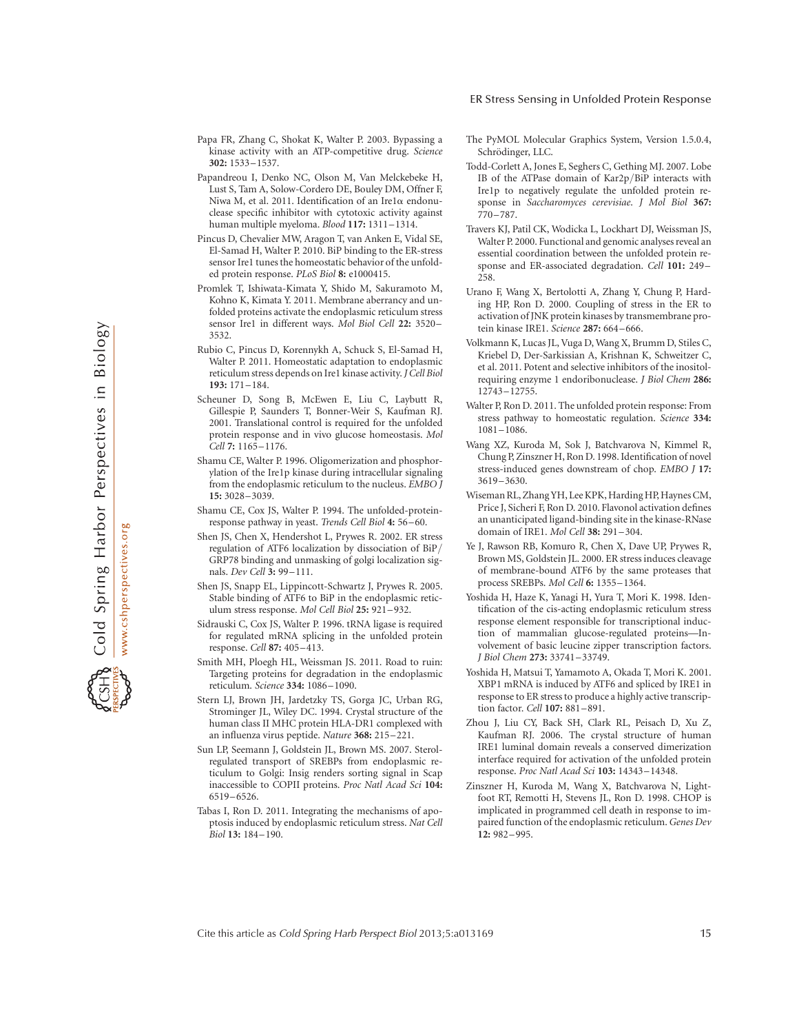Papa FR, Zhang C, Shokat K, Walter P. 2003. Bypassing a kinase activity with an ATP-competitive drug. *Science* **302:** 1533–1537.

Papandreou I, Denko NC, Olson M, Van Melckebeke H, Lust S, Tam A, Solow-Cordero DE, Bouley DM, Offner F, Niwa M, et al. 2011. Identification of an Ire1α endonuclease specific inhibitor with cytotoxic activity against human multiple myeloma. *Blood* **117:** 1311–1314.

Pincus D, Chevalier MW, Aragon T, van Anken E, Vidal SE, El-Samad H, Walter P. 2010. BiP binding to the ER-stress sensor Ire1 tunes the homeostatic behavior of the unfolded protein response. *PLoS Biol* **8:** e1000415.

Promlek T, Ishiwata-Kimata Y, Shido M, Sakuramoto M, Kohno K, Kimata Y. 2011. Membrane aberrancy and unfolded proteins activate the endoplasmic reticulum stress sensor Ire1 in different ways. *Mol Biol Cell* **22:** 3520–3532.

Rubio C, Pincus D, Korennykh A, Schuck S, El-Samad H, Walter P. 2011. Homeostatic adaptation to endoplasmic reticulum stress depends on Ire1 kinase activity. *J Cell Biol* **193:** 171–184.

Scheuner D, Song B, McEwen E, Liu C, Laybutt R, Gillespie P, Saunders T, Bonner-Weir S, Kaufman RJ. 2001. Translational control is required for the unfolded protein response and in vivo glucose homeostasis. *Mol Cell* **7:** 1165–1176.

Shamu CE, Walter P. 1996. Oligomerization and phosphorylation of the Ire1p kinase during intracellular signaling from the endoplasmic reticulum to the nucleus. *EMBO J* **15:** 3028–3039.

Shamu CE, Cox JS, Walter P. 1994. The unfolded-protein-response pathway in yeast. *Trends Cell Biol* **4:** 56–60.

Shen JS, Chen X, Hendershot L, Prywes R. 2002. ER stress regulation of ATF6 localization by dissociation of BiP/GRP78 binding and unmasking of golgi localization signals. *Dev Cell* **3:** 99–111.

Shen JS, Snapp EL, Lippincott-Schwartz J, Prywes R. 2005. Stable binding of ATF6 to BiP in the endoplasmic reticulum stress response. *Mol Cell Biol* **25:** 921–932.

Sidrauski C, Cox JS, Walter P. 1996. tRNA ligase is required for regulated mRNA splicing in the unfolded protein response. *Cell* **87:** 405–413.

Smith MH, Ploegh HL, Weissman JS. 2011. Road to ruin: Targeting proteins for degradation in the endoplasmic reticulum. *Science* **334:** 1086–1090.

Stern LJ, Brown JH, Jardetzky TS, Gorga JC, Urban RG, Strominger JL, Wiley DC. 1994. Crystal structure of the human class II MHC protein HLA-DR1 complexed with an influenza virus peptide. *Nature* **368:** 215–221.

Sun LP, Seemann J, Goldstein JL, Brown MS. 2007. Sterol-regulated transport of SREBPs from endoplasmic reticulum to Golgi: Insig renders sorting signal in Scap inaccessible to COPII proteins. *Proc Natl Acad Sci* **104:** 6519–6526.

Tabas I, Ron D. 2011. Integrating the mechanisms of apoptosis induced by endoplasmic reticulum stress. *Nat Cell Biol* **13:** 184–190.

The PyMOL Molecular Graphics System, Version 1.5.0.4, Schrödinger, LLC.

Todd-Corlett A, Jones E, Seghers C, Gething MJ. 2007. Lobe IB of the ATPase domain of Kar2p/BiP interacts with Ire1p to negatively regulate the unfolded protein response in *Saccharomyces cerevisiae*. *J Mol Biol* **367:** 770–787.

Travers KJ, Patil CK, Wodicka L, Lockhart DJ, Weissman JS, Walter P. 2000. Functional and genomic analyses reveal an essential coordination between the unfolded protein response and ER-associated degradation. *Cell* **101:** 249–258.

Urano F, Wang X, Bertolotti A, Zhang Y, Chung P, Harding HP, Ron D. 2000. Coupling of stress in the ER to activation of JNK protein kinases by transmembrane protein kinase IRE1. *Science* **287:** 664–666.

Volkmann K, Lucas JL, Vuga D, Wang X, Brumm D, Stiles C, Kriebel D, Der-Sarkissian A, Krishnan K, Schweitzer C, et al. 2011. Potent and selective inhibitors of the inositol-requiring enzyme 1 endoribonuclease. *J Biol Chem* **286:** 12743–12755.

Walter P, Ron D. 2011. The unfolded protein response: From stress pathway to homeostatic regulation. *Science* **334:** 1081–1086.

Wang XZ, Kuroda M, Sok J, Batchvarova N, Kimmel R, Chung P, Zinszner H, Ron D. 1998. Identification of novel stress-induced genes downstream of chop. *EMBO J* **17:** 3619–3630.

Wiseman RL, Zhang YH, Lee KPK, Harding HP, Haynes CM, Price J, Sicheri F, Ron D. 2010. Flavonol activation defines an unanticipated ligand-binding site in the kinase-RNase domain of IRE1. *Mol Cell* **38:** 291–304.

Ye J, Rawson RB, Komuro R, Chen X, Dave UP, Prywes R, Brown MS, Goldstein JL. 2000. ER stress induces cleavage of membrane-bound ATF6 by the same proteases that process SREBPs. *Mol Cell* **6:** 1355–1364.

Yoshida H, Haze K, Yanagi H, Yura T, Mori K. 1998. Identification of the cis-acting endoplasmic reticulum stress response element responsible for transcriptional induction of mammalian glucose-regulated proteins—Involvement of basic leucine zipper transcription factors. *J Biol Chem* **273:** 33741–33749.

Yoshida H, Matsui T, Yamamoto A, Okada T, Mori K. 2001. XBP1 mRNA is induced by ATF6 and spliced by IRE1 in response to ER stress to produce a highly active transcription factor. *Cell* **107:** 881–891.

Zhou J, Liu CY, Back SH, Clark RL, Peisach D, Xu Z, Kaufman RJ. 2006. The crystal structure of human IRE1 luminal domain reveals a conserved dimerization interface required for activation of the unfolded protein response. *Proc Natl Acad Sci* **103:** 14343–14348.

Zinszner H, Kuroda M, Wang X, Batchvarova N, Lightfoot RT, Remotti H, Stevens JL, Ron D. 1998. CHOP is implicated in programmed cell death in response to impaired function of the endoplasmic reticulum. *Genes Dev* **12:** 982–995.